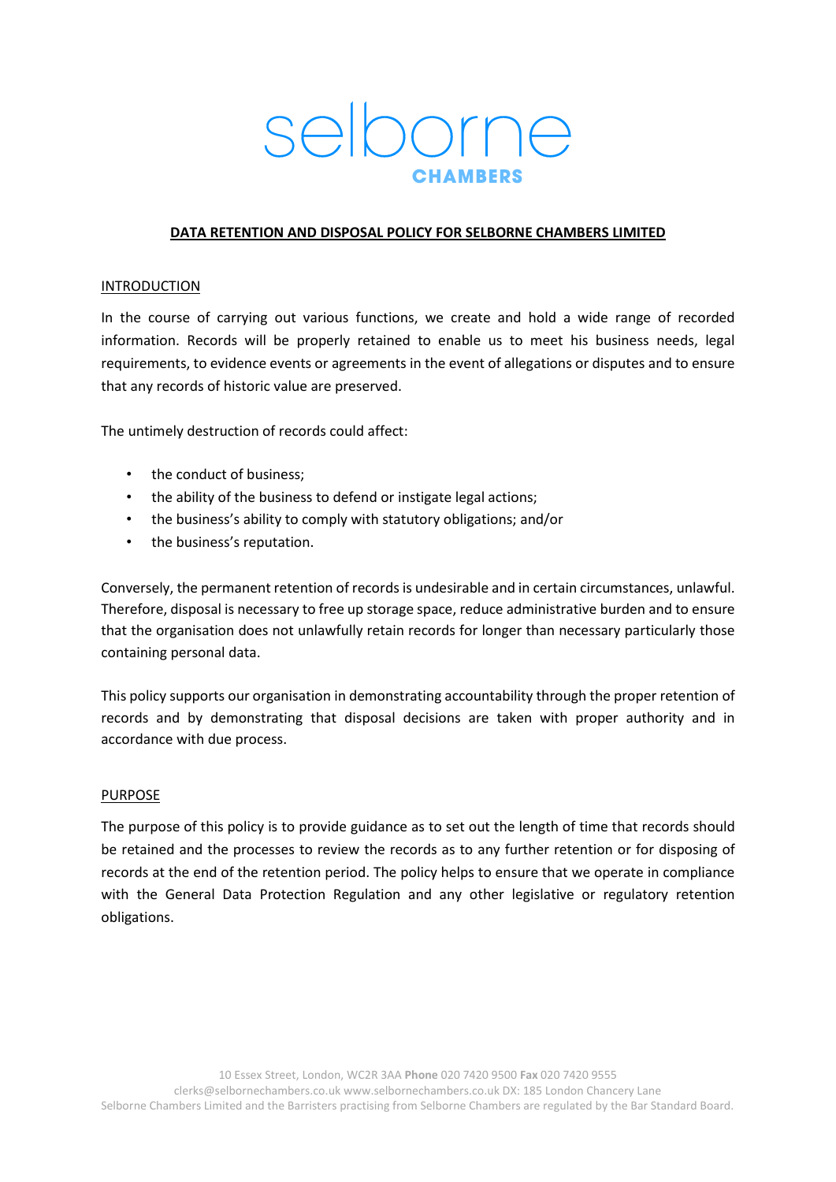selborne

CHAMBERS

# DATA RETENTION AND DISPOSAL POLICY FOR SELBORNE CHAMBERS LIMITED

## INTRODUCTION

In the course of carrying out various functions, we create and hold a wide range of recorded information. Records will be properly retained to enable us to meet his business needs, legal requirements, to evidence events or agreements in the event of allegations or disputes and to ensure that any records of historic value are preserved.

The untimely destruction of records could affect:

- the conduct of business;
- the ability of the business to defend or instigate legal actions;
- the business's ability to comply with statutory obligations; and/or
- the business's reputation.

Conversely, the permanent retention of records is undesirable and in certain circumstances, unlawful. Therefore, disposal is necessary to free up storage space, reduce administrative burden and to ensure that the organisation does not unlawfully retain records for longer than necessary particularly those containing personal data.

This policy supports our organisation in demonstrating accountability through the proper retention of records and by demonstrating that disposal decisions are taken with proper authority and in accordance with due process.

## PURPOSE

The purpose of this policy is to provide guidance as to set out the length of time that records should be retained and the processes to review the records as to any further retention or for disposing of records at the end of the retention period. The policy helps to ensure that we operate in compliance with the General Data Protection Regulation and any other legislative or regulatory retention obligations.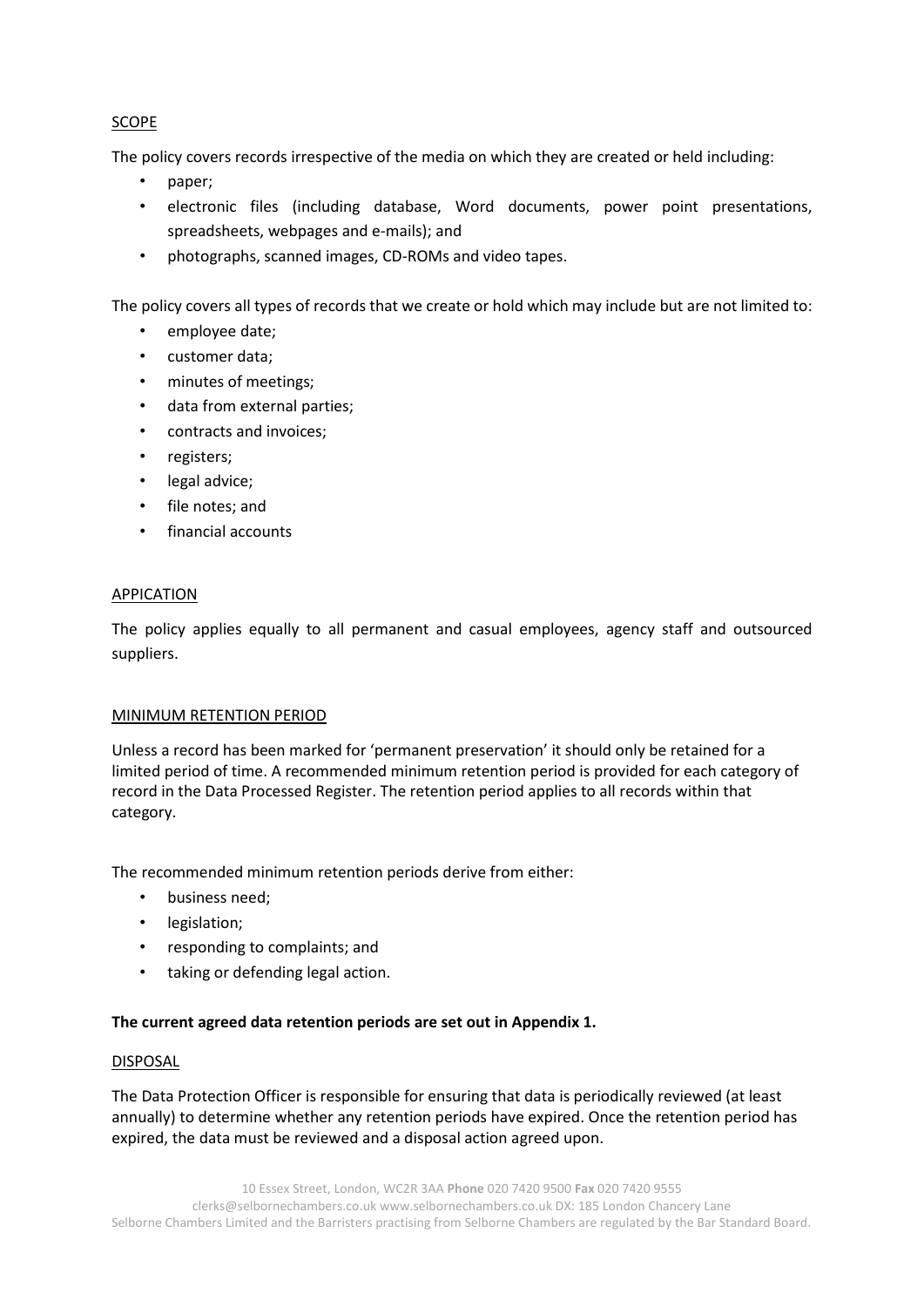## SCOPE

The policy covers records irrespective of the media on which they are created or held including:

- paper;
- electronic files (including database, Word documents, power point presentations, spreadsheets, webpages and e-mails); and
- photographs, scanned images, CD-ROMs and video tapes.

The policy covers all types of records that we create or hold which may include but are not limited to:

- employee date;
- customer data;
- minutes of meetings;
- data from external parties;
- contracts and invoices;
- registers;
- legal advice;
- file notes; and
- financial accounts

## APPICATION

The policy applies equally to all permanent and casual employees, agency staff and outsourced suppliers.

## MINIMUM RETENTION PERIOD

Unless a record has been marked for 'permanent preservation' it should only be retained for a limited period of time. A recommended minimum retention period is provided for each category of record in the Data Processed Register. The retention period applies to all records within that category.

The recommended minimum retention periods derive from either:

- business need;
- legislation;
- responding to complaints; and
- taking or defending legal action.

**The current agreed data retention periods are set out in Appendix 1.**

## DISPOSAL

The Data Protection Officer is responsible for ensuring that data is periodically reviewed (at least annually) to determine whether any retention periods have expired. Once the retention period has expired, the data must be reviewed and a disposal action agreed upon.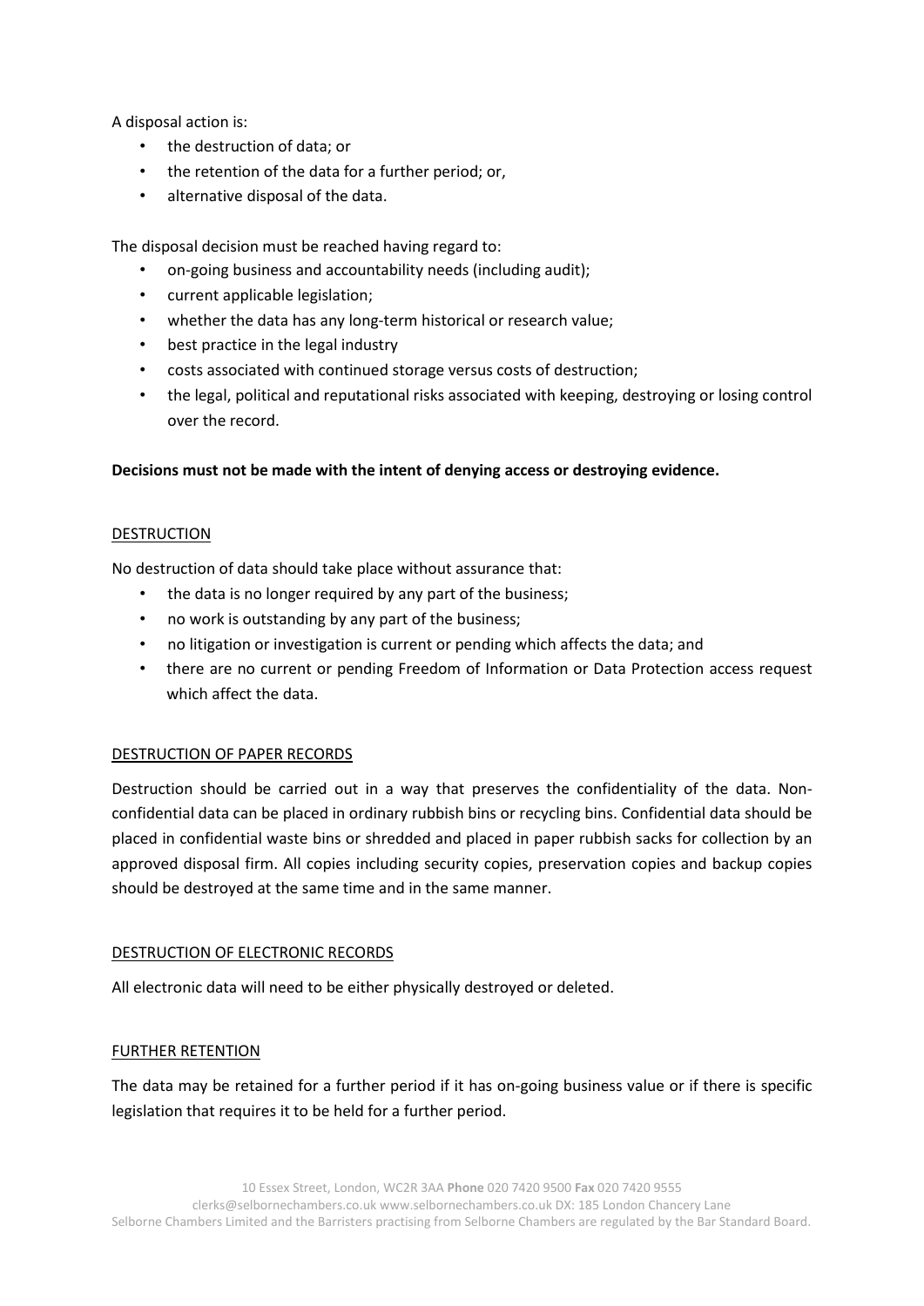A disposal action is:

- the destruction of data; or
- the retention of the data for a further period; or,
- alternative disposal of the data.

The disposal decision must be reached having regard to:

- on-going business and accountability needs (including audit);
- current applicable legislation;
- whether the data has any long-term historical or research value;
- best practice in the legal industry
- costs associated with continued storage versus costs of destruction;
- the legal, political and reputational risks associated with keeping, destroying or losing control over the record.

**Decisions must not be made with the intent of denying access or destroying evidence.**

<u>DESTRUCTION</u>

No destruction of data should take place without assurance that:

- the data is no longer required by any part of the business;
- no work is outstanding by any part of the business;
- no litigation or investigation is current or pending which affects the data; and
- there are no current or pending Freedom of Information or Data Protection access request which affect the data.

<u>DESTRUCTION OF PAPER RECORDS</u>

Destruction should be carried out in a way that preserves the confidentiality of the data. Non-confidential data can be placed in ordinary rubbish bins or recycling bins. Confidential data should be placed in confidential waste bins or shredded and placed in paper rubbish sacks for collection by an approved disposal firm. All copies including security copies, preservation copies and backup copies should be destroyed at the same time and in the same manner.

<u>DESTRUCTION OF ELECTRONIC RECORDS</u>

All electronic data will need to be either physically destroyed or deleted.

<u>FURTHER RETENTION</u>

The data may be retained for a further period if it has on-going business value or if there is specific legislation that requires it to be held for a further period.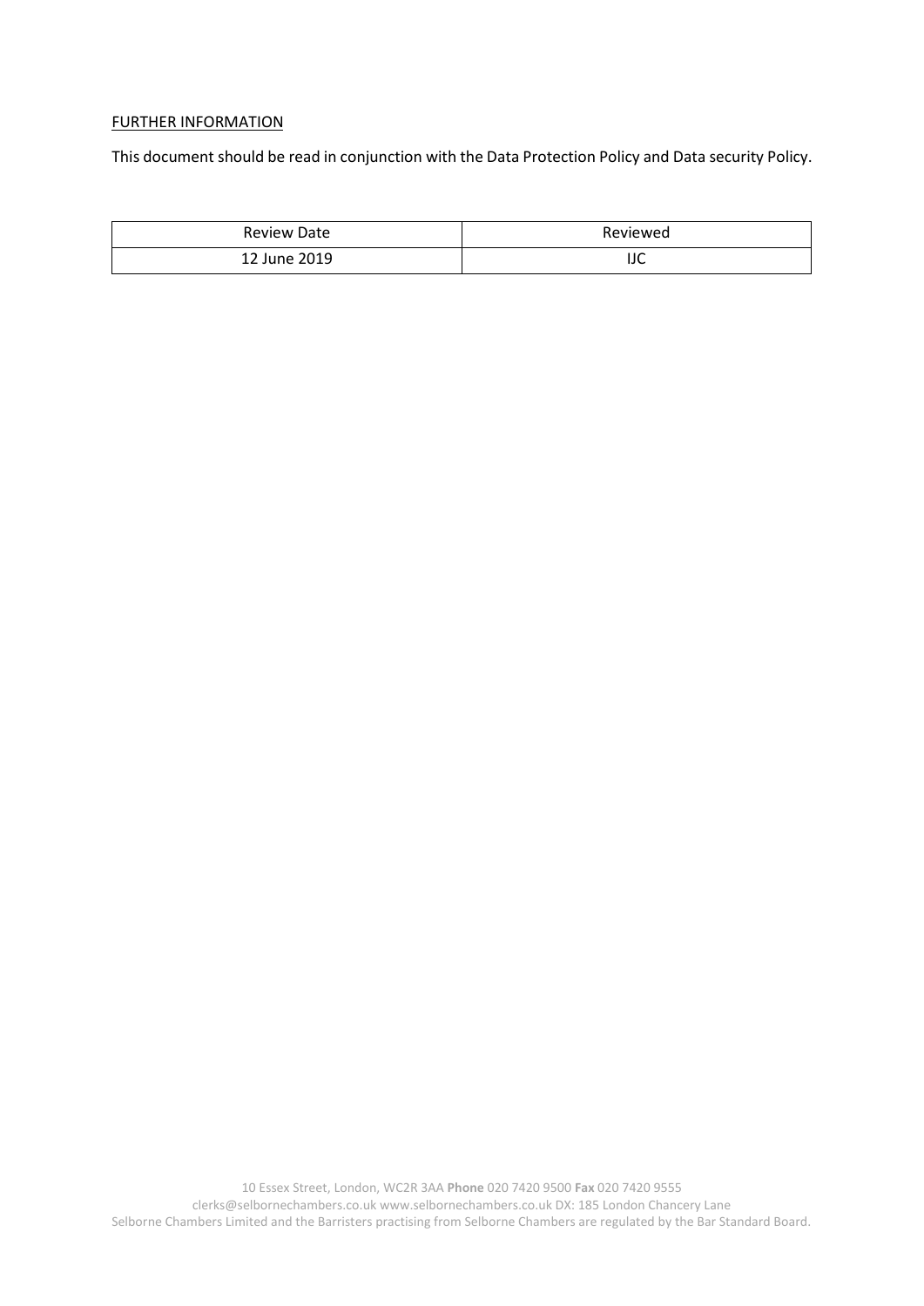FURTHER INFORMATION

This document should be read in conjunction with the Data Protection Policy and Data security Policy.

| Review Date | Reviewed |
|---|---|
| 12 June 2019 | IJC |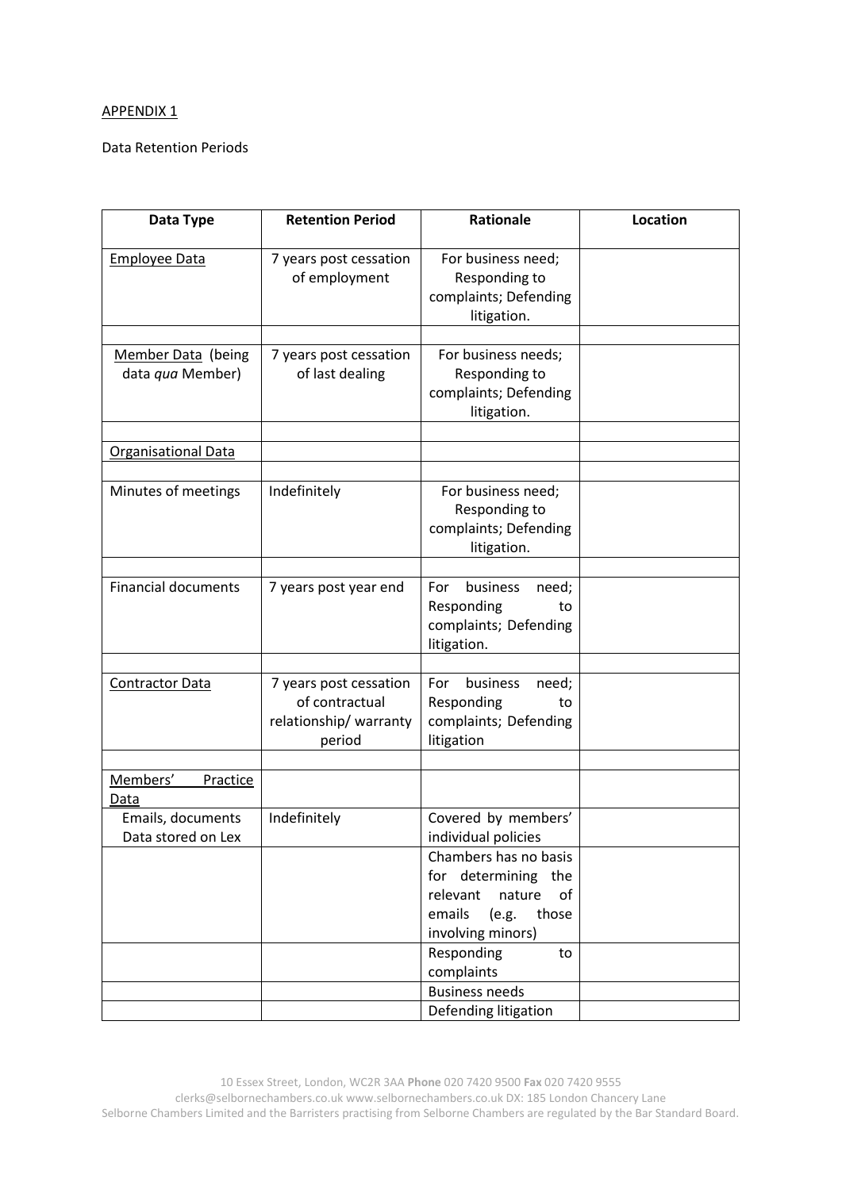APPENDIX 1

Data Retention Periods

| Data Type | Retention Period | Rationale | Location |
|---|---|---|---|
| Employee Data | 7 years post cessation of employment | For business need; Responding to complaints; Defending litigation. | |
| | | | |
| Member Data (being data *qua* Member) | 7 years post cessation of last dealing | For business needs; Responding to complaints; Defending litigation. | |
| | | | |
| Organisational Data | | | |
| | | | |
| Minutes of meetings | Indefinitely | For business need; Responding to complaints; Defending litigation. | |
| | | | |
| Financial documents | 7 years post year end | For business need; Responding to complaints; Defending litigation. | |
| | | | |
| Contractor Data | 7 years post cessation of contractual relationship/ warranty period | For business need; Responding to complaints; Defending litigation | |
| | | | |
| Members' Practice Data | | | |
| Emails, documents Data stored on Lex | Indefinitely | Covered by members' individual policies | |
| | | Chambers has no basis for determining the relevant nature of emails (e.g. those involving minors) | |
| | | Responding to complaints | |
| | | Business needs | |
| | | Defending litigation | |

10 Essex Street, London, WC2R 3AA **Phone** 020 7420 9500 **Fax** 020 7420 9555
clerks@selbornechambers.co.uk www.selbornechambers.co.uk DX: 185 London Chancery Lane
Selborne Chambers Limited and the Barristers practising from Selborne Chambers are regulated by the Bar Standard Board.